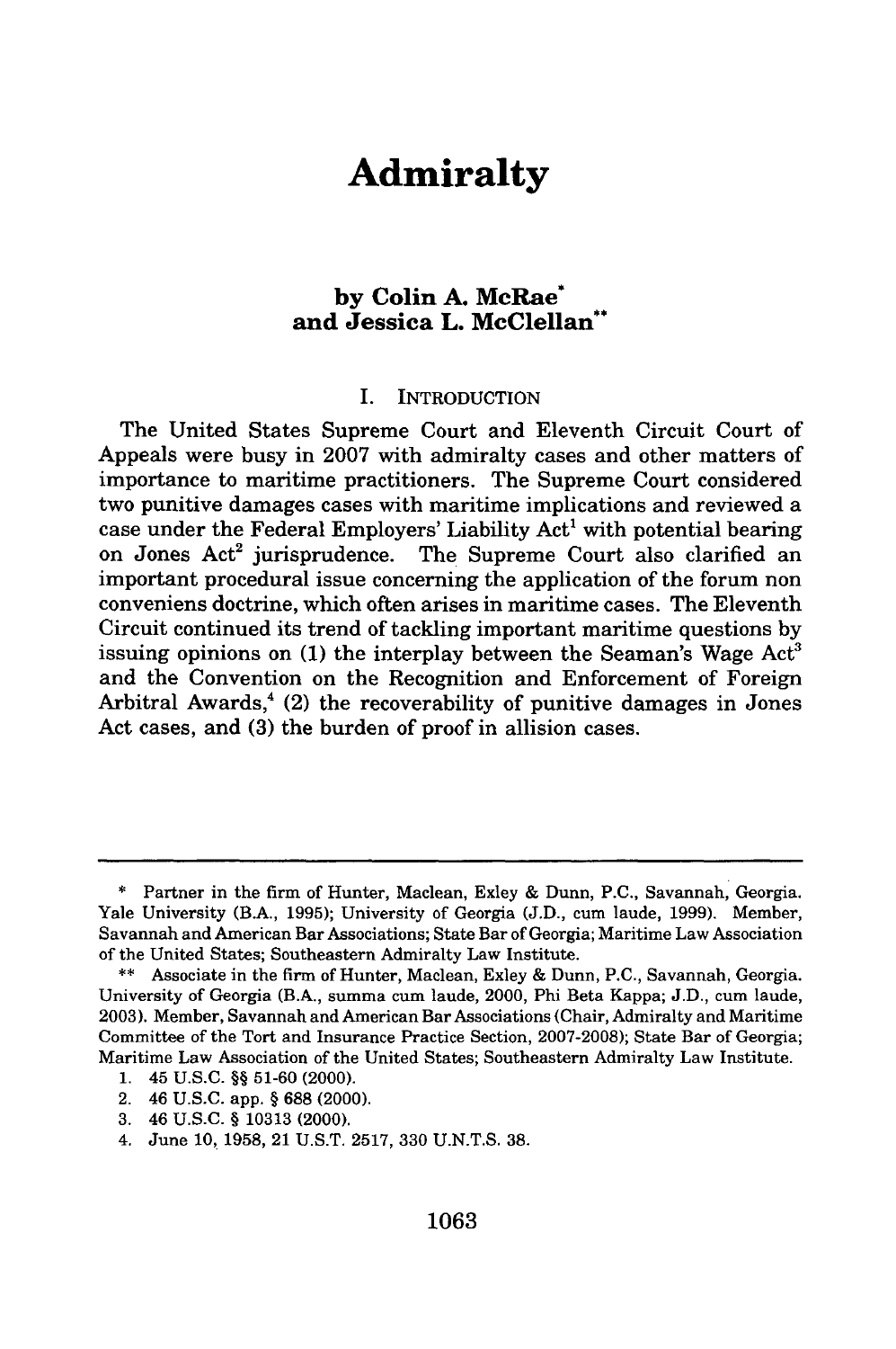# Admiralty

**by Colin A. McRae\***
**and Jessica L. McClellan\*\***

## I. INTRODUCTION

The United States Supreme Court and Eleventh Circuit Court of Appeals were busy in 2007 with admiralty cases and other matters of importance to maritime practitioners. The Supreme Court considered two punitive damages cases with maritime implications and reviewed a case under the Federal Employers' Liability Act[1] with potential bearing on Jones Act[2] jurisprudence. The Supreme Court also clarified an important procedural issue concerning the application of the forum non conveniens doctrine, which often arises in maritime cases. The Eleventh Circuit continued its trend of tackling important maritime questions by issuing opinions on (1) the interplay between the Seaman's Wage Act[3] and the Convention on the Recognition and Enforcement of Foreign Arbitral Awards,[4] (2) the recoverability of punitive damages in Jones Act cases, and (3) the burden of proof in allision cases.

---

\* Partner in the firm of Hunter, Maclean, Exley & Dunn, P.C., Savannah, Georgia. Yale University (B.A., 1995); University of Georgia (J.D., cum laude, 1999). Member, Savannah and American Bar Associations; State Bar of Georgia; Maritime Law Association of the United States; Southeastern Admiralty Law Institute.

\*\* Associate in the firm of Hunter, Maclean, Exley & Dunn, P.C., Savannah, Georgia. University of Georgia (B.A., summa cum laude, 2000, Phi Beta Kappa; J.D., cum laude, 2003). Member, Savannah and American Bar Associations (Chair, Admiralty and Maritime Committee of the Tort and Insurance Practice Section, 2007-2008); State Bar of Georgia; Maritime Law Association of the United States; Southeastern Admiralty Law Institute.

1. 45 U.S.C. §§ 51-60 (2000).
2. 46 U.S.C. app. § 688 (2000).
3. 46 U.S.C. § 10313 (2000).
4. June 10, 1958, 21 U.S.T. 2517, 330 U.N.T.S. 38.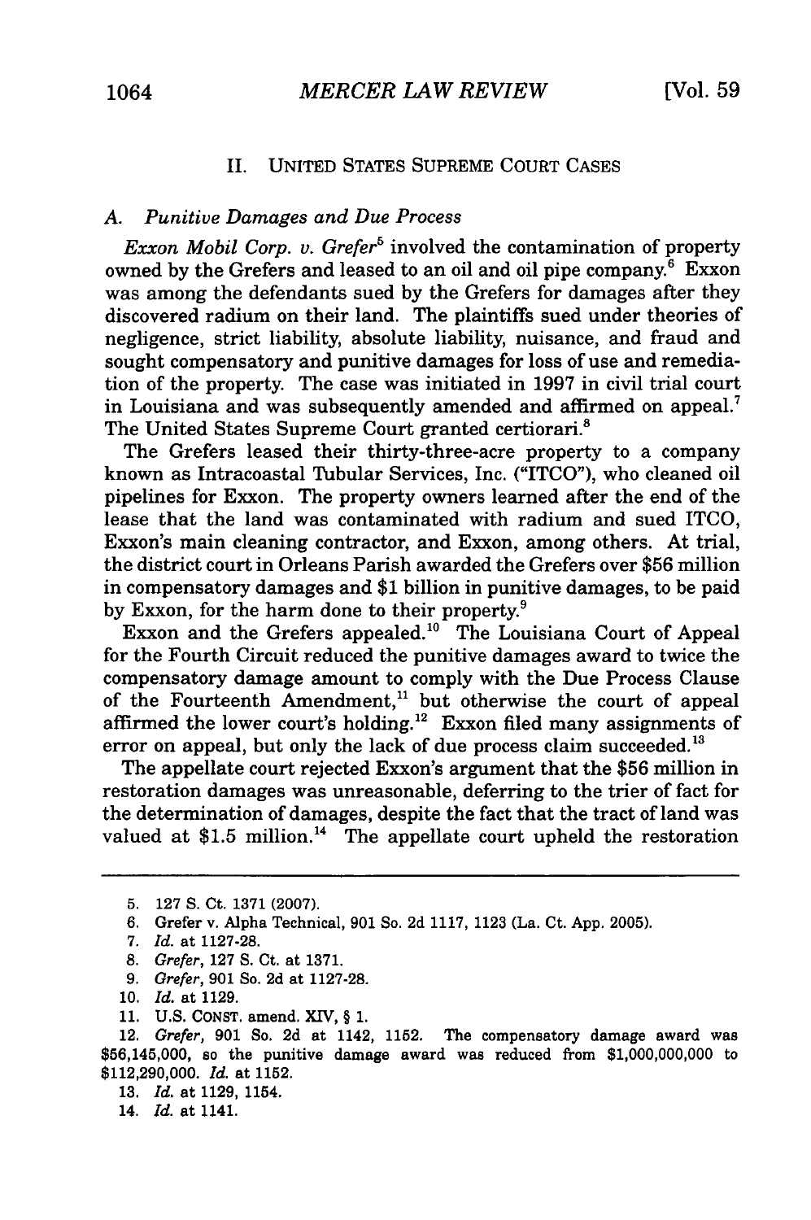## II. UNITED STATES SUPREME COURT CASES

### A. Punitive Damages and Due Process

*Exxon Mobil Corp. v. Grefer*[5] involved the contamination of property owned by the Grefers and leased to an oil and oil pipe company.[6] Exxon was among the defendants sued by the Grefers for damages after they discovered radium on their land. The plaintiffs sued under theories of negligence, strict liability, absolute liability, nuisance, and fraud and sought compensatory and punitive damages for loss of use and remediation of the property. The case was initiated in 1997 in civil trial court in Louisiana and was subsequently amended and affirmed on appeal.[7] The United States Supreme Court granted certiorari.[8]

The Grefers leased their thirty-three-acre property to a company known as Intracoastal Tubular Services, Inc. ("ITCO"), who cleaned oil pipelines for Exxon. The property owners learned after the end of the lease that the land was contaminated with radium and sued ITCO, Exxon's main cleaning contractor, and Exxon, among others. At trial, the district court in Orleans Parish awarded the Grefers over $56 million in compensatory damages and $1 billion in punitive damages, to be paid by Exxon, for the harm done to their property.[9]

Exxon and the Grefers appealed.[10] The Louisiana Court of Appeal for the Fourth Circuit reduced the punitive damages award to twice the compensatory damage amount to comply with the Due Process Clause of the Fourteenth Amendment,[11] but otherwise the court of appeal affirmed the lower court's holding.[12] Exxon filed many assignments of error on appeal, but only the lack of due process claim succeeded.[13]

The appellate court rejected Exxon's argument that the $56 million in restoration damages was unreasonable, deferring to the trier of fact for the determination of damages, despite the fact that the tract of land was valued at $1.5 million.[14] The appellate court upheld the restoration

---

5. 127 S. Ct. 1371 (2007).
6. Grefer v. Alpha Technical, 901 So. 2d 1117, 1123 (La. Ct. App. 2005).
7. *Id.* at 1127-28.
8. *Grefer*, 127 S. Ct. at 1371.
9. *Grefer*, 901 So. 2d at 1127-28.
10. *Id.* at 1129.
11. U.S. CONST. amend. XIV, § 1.
12. *Grefer*, 901 So. 2d at 1142, 1152. The compensatory damage award was $56,145,000, so the punitive damage award was reduced from $1,000,000,000 to $112,290,000. *Id.* at 1152.
13. *Id.* at 1129, 1154.
14. *Id.* at 1141.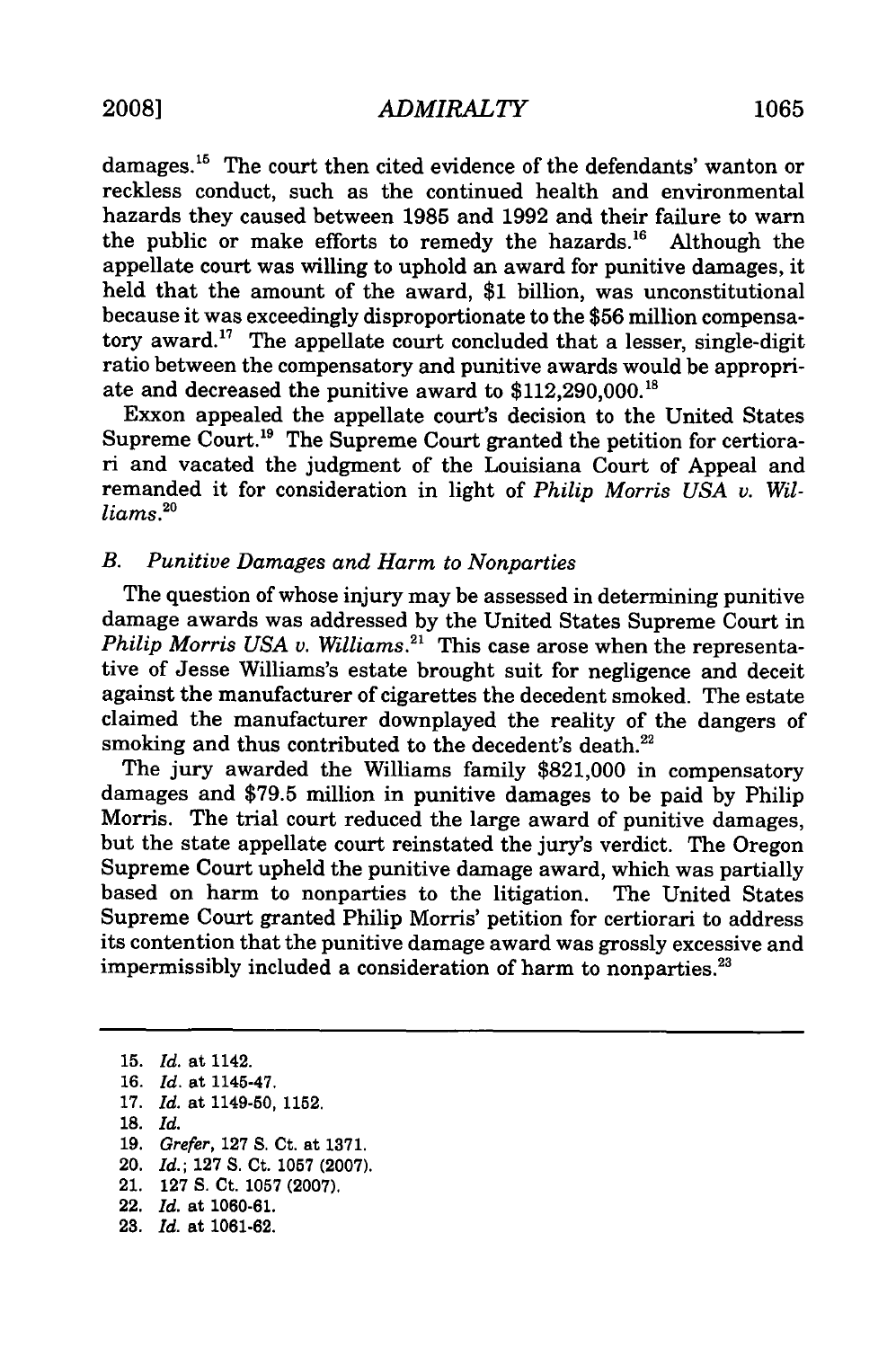damages.[15] The court then cited evidence of the defendants' wanton or reckless conduct, such as the continued health and environmental hazards they caused between 1985 and 1992 and their failure to warn the public or make efforts to remedy the hazards.[16] Although the appellate court was willing to uphold an award for punitive damages, it held that the amount of the award, $1 billion, was unconstitutional because it was exceedingly disproportionate to the $56 million compensatory award.[17] The appellate court concluded that a lesser, single-digit ratio between the compensatory and punitive awards would be appropriate and decreased the punitive award to $112,290,000.[18]

Exxon appealed the appellate court's decision to the United States Supreme Court.[19] The Supreme Court granted the petition for certiorari and vacated the judgment of the Louisiana Court of Appeal and remanded it for consideration in light of *Philip Morris USA v. Williams*.[20]

### *B. Punitive Damages and Harm to Nonparties*

The question of whose injury may be assessed in determining punitive damage awards was addressed by the United States Supreme Court in *Philip Morris USA v. Williams*.[21] This case arose when the representative of Jesse Williams's estate brought suit for negligence and deceit against the manufacturer of cigarettes the decedent smoked. The estate claimed the manufacturer downplayed the reality of the dangers of smoking and thus contributed to the decedent's death.[22]

The jury awarded the Williams family $821,000 in compensatory damages and $79.5 million in punitive damages to be paid by Philip Morris. The trial court reduced the large award of punitive damages, but the state appellate court reinstated the jury's verdict. The Oregon Supreme Court upheld the punitive damage award, which was partially based on harm to nonparties to the litigation. The United States Supreme Court granted Philip Morris' petition for certiorari to address its contention that the punitive damage award was grossly excessive and impermissibly included a consideration of harm to nonparties.[23]

---

15. *Id.* at 1142.
16. *Id.* at 1145-47.
17. *Id.* at 1149-50, 1152.
18. *Id.*
19. *Grefer*, 127 S. Ct. at 1371.
20. *Id.*; 127 S. Ct. 1057 (2007).
21. 127 S. Ct. 1057 (2007).
22. *Id.* at 1060-61.
23. *Id.* at 1061-62.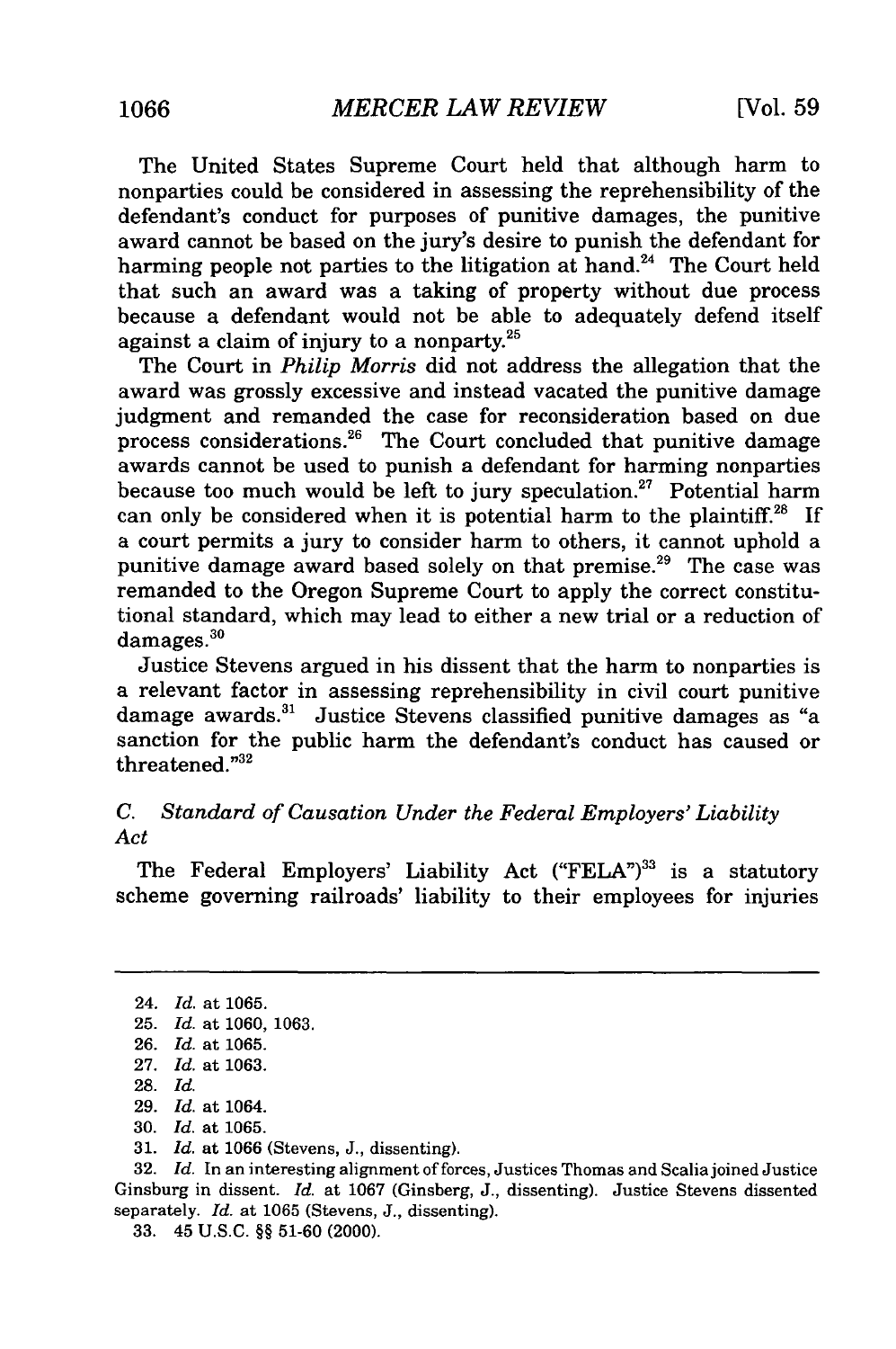The United States Supreme Court held that although harm to nonparties could be considered in assessing the reprehensibility of the defendant's conduct for purposes of punitive damages, the punitive award cannot be based on the jury's desire to punish the defendant for harming people not parties to the litigation at hand.[24] The Court held that such an award was a taking of property without due process because a defendant would not be able to adequately defend itself against a claim of injury to a nonparty.[25]

The Court in *Philip Morris* did not address the allegation that the award was grossly excessive and instead vacated the punitive damage judgment and remanded the case for reconsideration based on due process considerations.[26] The Court concluded that punitive damage awards cannot be used to punish a defendant for harming nonparties because too much would be left to jury speculation.[27] Potential harm can only be considered when it is potential harm to the plaintiff.[28] If a court permits a jury to consider harm to others, it cannot uphold a punitive damage award based solely on that premise.[29] The case was remanded to the Oregon Supreme Court to apply the correct constitutional standard, which may lead to either a new trial or a reduction of damages.[30]

Justice Stevens argued in his dissent that the harm to nonparties is a relevant factor in assessing reprehensibility in civil court punitive damage awards.[31] Justice Stevens classified punitive damages as "a sanction for the public harm the defendant's conduct has caused or threatened."[32]

### C. *Standard of Causation Under the Federal Employers' Liability Act*

The Federal Employers' Liability Act ("FELA")[33] is a statutory scheme governing railroads' liability to their employees for injuries

---

24. *Id.* at 1065.
25. *Id.* at 1060, 1063.
26. *Id.* at 1065.
27. *Id.* at 1063.
28. *Id.*
29. *Id.* at 1064.
30. *Id.* at 1065.
31. *Id.* at 1066 (Stevens, J., dissenting).
32. *Id.* In an interesting alignment of forces, Justices Thomas and Scalia joined Justice Ginsburg in dissent. *Id.* at 1067 (Ginsberg, J., dissenting). Justice Stevens dissented separately. *Id.* at 1065 (Stevens, J., dissenting).
33. 45 U.S.C. §§ 51-60 (2000).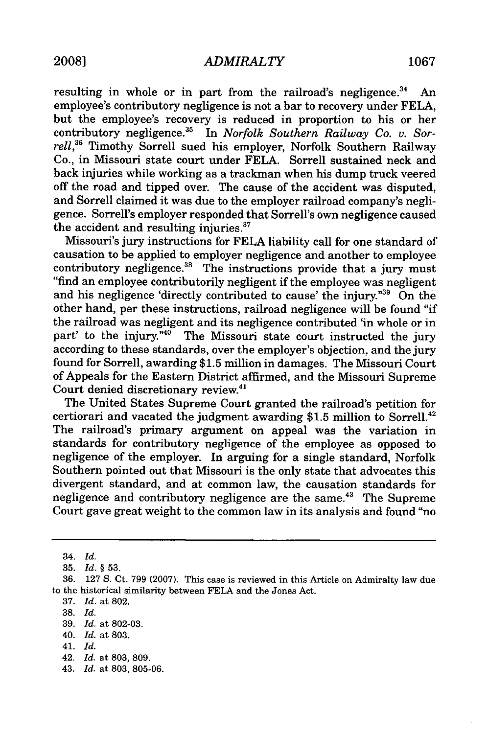resulting in whole or in part from the railroad's negligence.[34] An employee's contributory negligence is not a bar to recovery under FELA, but the employee's recovery is reduced in proportion to his or her contributory negligence.[35] In *Norfolk Southern Railway Co. v. Sorrell*,[36] Timothy Sorrell sued his employer, Norfolk Southern Railway Co., in Missouri state court under FELA. Sorrell sustained neck and back injuries while working as a trackman when his dump truck veered off the road and tipped over. The cause of the accident was disputed, and Sorrell claimed it was due to the employer railroad company's negligence. Sorrell's employer responded that Sorrell's own negligence caused the accident and resulting injuries.[37]

Missouri's jury instructions for FELA liability call for one standard of causation to be applied to employer negligence and another to employee contributory negligence.[38] The instructions provide that a jury must "find an employee contributorily negligent if the employee was negligent and his negligence 'directly contributed to cause' the injury."[39] On the other hand, per these instructions, railroad negligence will be found "if the railroad was negligent and its negligence contributed 'in whole or in part' to the injury."[40] The Missouri state court instructed the jury according to these standards, over the employer's objection, and the jury found for Sorrell, awarding $1.5 million in damages. The Missouri Court of Appeals for the Eastern District affirmed, and the Missouri Supreme Court denied discretionary review.[41]

The United States Supreme Court granted the railroad's petition for certiorari and vacated the judgment awarding $1.5 million to Sorrell.[42] The railroad's primary argument on appeal was the variation in standards for contributory negligence of the employee as opposed to negligence of the employer. In arguing for a single standard, Norfolk Southern pointed out that Missouri is the only state that advocates this divergent standard, and at common law, the causation standards for negligence and contributory negligence are the same.[43] The Supreme Court gave great weight to the common law in its analysis and found "no

---

34. *Id.*

35. *Id.* § 53.

36. 127 S. Ct. 799 (2007). This case is reviewed in this Article on Admiralty law due to the historical similarity between FELA and the Jones Act.

37. *Id.* at 802.

38. *Id.*

39. *Id.* at 802-03.

40. *Id.* at 803.

41. *Id.*

42. *Id.* at 803, 809.

43. *Id.* at 803, 805-06.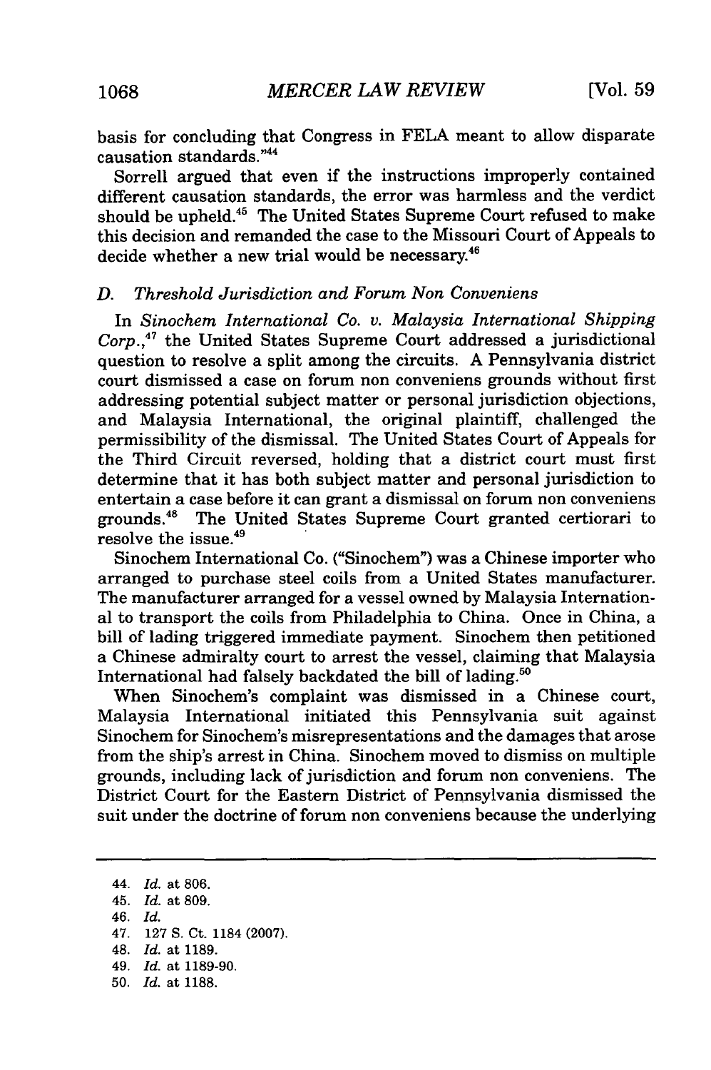basis for concluding that Congress in FELA meant to allow disparate causation standards."[44]

Sorrell argued that even if the instructions improperly contained different causation standards, the error was harmless and the verdict should be upheld.[45] The United States Supreme Court refused to make this decision and remanded the case to the Missouri Court of Appeals to decide whether a new trial would be necessary.[46]

### *D. Threshold Jurisdiction and Forum Non Conveniens*

In *Sinochem International Co. v. Malaysia International Shipping Corp.*,[47] the United States Supreme Court addressed a jurisdictional question to resolve a split among the circuits. A Pennsylvania district court dismissed a case on forum non conveniens grounds without first addressing potential subject matter or personal jurisdiction objections, and Malaysia International, the original plaintiff, challenged the permissibility of the dismissal. The United States Court of Appeals for the Third Circuit reversed, holding that a district court must first determine that it has both subject matter and personal jurisdiction to entertain a case before it can grant a dismissal on forum non conveniens grounds.[48] The United States Supreme Court granted certiorari to resolve the issue.[49]

Sinochem International Co. ("Sinochem") was a Chinese importer who arranged to purchase steel coils from a United States manufacturer. The manufacturer arranged for a vessel owned by Malaysia International to transport the coils from Philadelphia to China. Once in China, a bill of lading triggered immediate payment. Sinochem then petitioned a Chinese admiralty court to arrest the vessel, claiming that Malaysia International had falsely backdated the bill of lading.[50]

When Sinochem's complaint was dismissed in a Chinese court, Malaysia International initiated this Pennsylvania suit against Sinochem for Sinochem's misrepresentations and the damages that arose from the ship's arrest in China. Sinochem moved to dismiss on multiple grounds, including lack of jurisdiction and forum non conveniens. The District Court for the Eastern District of Pennsylvania dismissed the suit under the doctrine of forum non conveniens because the underlying

---

44. *Id.* at 806.
45. *Id.* at 809.
46. *Id.*
47. 127 S. Ct. 1184 (2007).
48. *Id.* at 1189.
49. *Id.* at 1189-90.
50. *Id.* at 1188.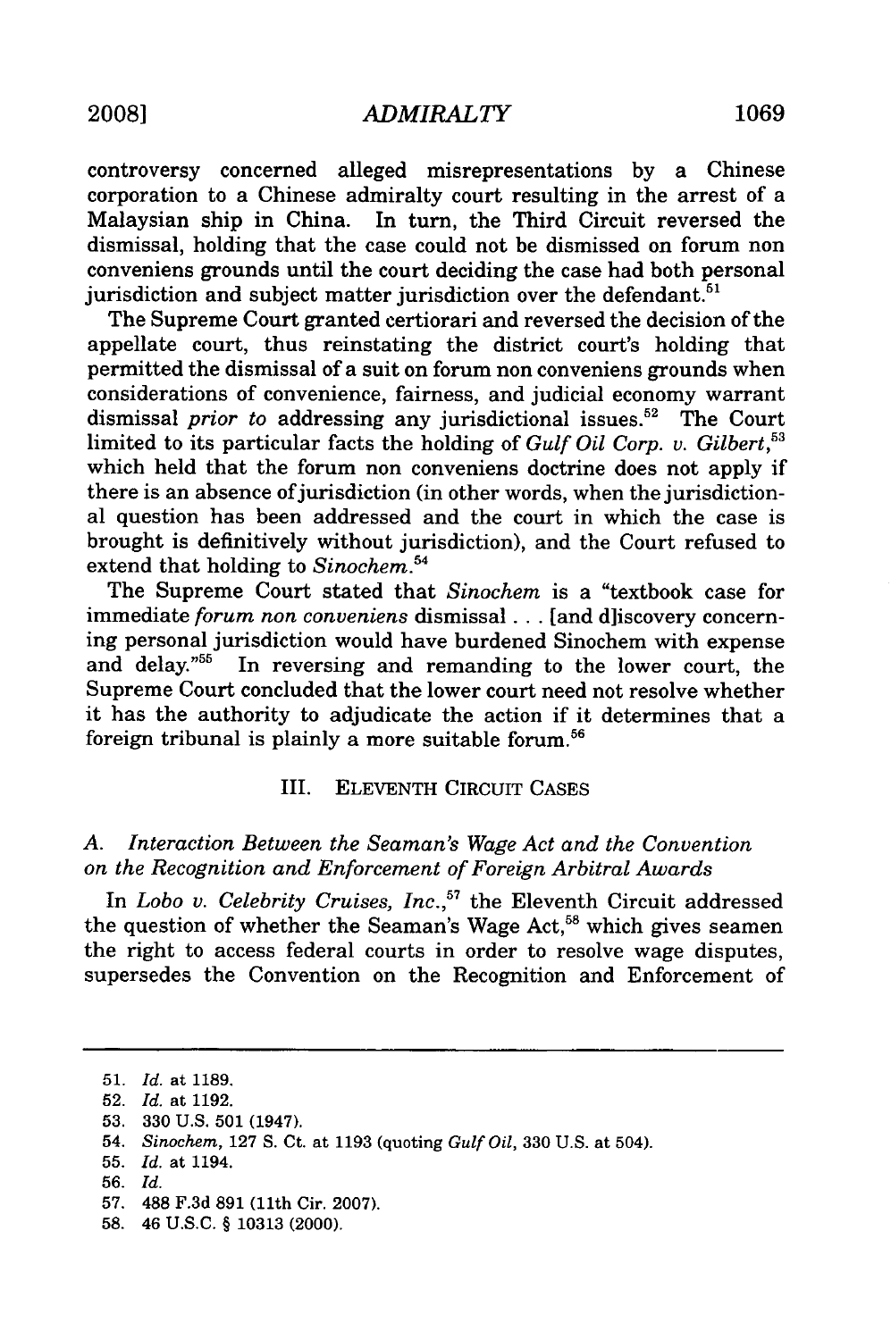controversy concerned alleged misrepresentations by a Chinese corporation to a Chinese admiralty court resulting in the arrest of a Malaysian ship in China. In turn, the Third Circuit reversed the dismissal, holding that the case could not be dismissed on forum non conveniens grounds until the court deciding the case had both personal jurisdiction and subject matter jurisdiction over the defendant.[51]

The Supreme Court granted certiorari and reversed the decision of the appellate court, thus reinstating the district court's holding that permitted the dismissal of a suit on forum non conveniens grounds when considerations of convenience, fairness, and judicial economy warrant dismissal *prior to* addressing any jurisdictional issues.[52] The Court limited to its particular facts the holding of *Gulf Oil Corp. v. Gilbert*,[53] which held that the forum non conveniens doctrine does not apply if there is an absence of jurisdiction (in other words, when the jurisdictional question has been addressed and the court in which the case is brought is definitively without jurisdiction), and the Court refused to extend that holding to *Sinochem*.[54]

The Supreme Court stated that *Sinochem* is a "textbook case for immediate *forum non conveniens* dismissal . . . [and d]iscovery concerning personal jurisdiction would have burdened Sinochem with expense and delay."[55] In reversing and remanding to the lower court, the Supreme Court concluded that the lower court need not resolve whether it has the authority to adjudicate the action if it determines that a foreign tribunal is plainly a more suitable forum.[56]

## III. ELEVENTH CIRCUIT CASES

### *A. Interaction Between the Seaman's Wage Act and the Convention on the Recognition and Enforcement of Foreign Arbitral Awards*

In *Lobo v. Celebrity Cruises, Inc.*,[57] the Eleventh Circuit addressed the question of whether the Seaman's Wage Act,[58] which gives seamen the right to access federal courts in order to resolve wage disputes, supersedes the Convention on the Recognition and Enforcement of

---

51. *Id.* at 1189.
52. *Id.* at 1192.
53. 330 U.S. 501 (1947).
54. *Sinochem*, 127 S. Ct. at 1193 (quoting *Gulf Oil*, 330 U.S. at 504).
55. *Id.* at 1194.
56. *Id.*
57. 488 F.3d 891 (11th Cir. 2007).
58. 46 U.S.C. § 10313 (2000).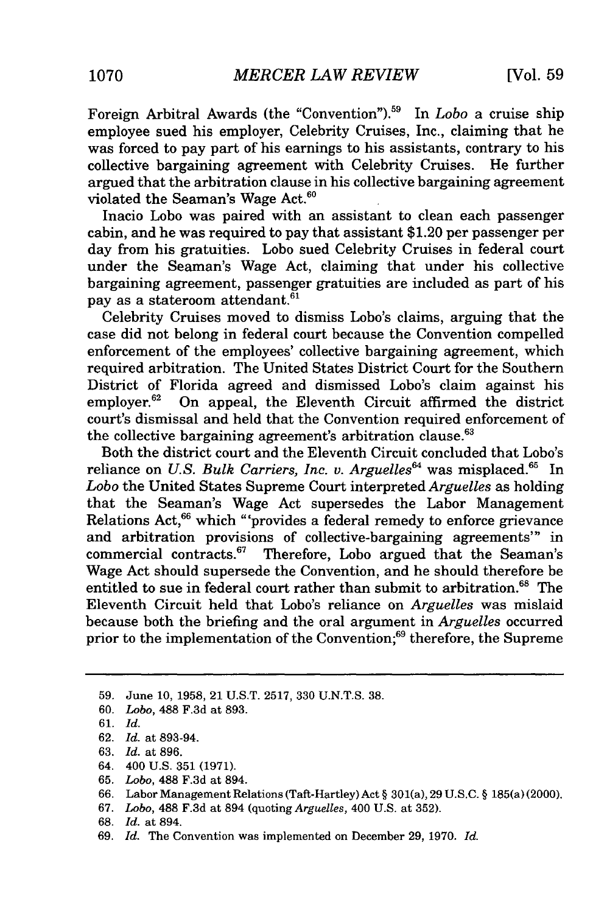Foreign Arbitral Awards (the "Convention").[59] In *Lobo* a cruise ship employee sued his employer, Celebrity Cruises, Inc., claiming that he was forced to pay part of his earnings to his assistants, contrary to his collective bargaining agreement with Celebrity Cruises. He further argued that the arbitration clause in his collective bargaining agreement violated the Seaman's Wage Act.[60]

Inacio Lobo was paired with an assistant to clean each passenger cabin, and he was required to pay that assistant $1.20 per passenger per day from his gratuities. Lobo sued Celebrity Cruises in federal court under the Seaman's Wage Act, claiming that under his collective bargaining agreement, passenger gratuities are included as part of his pay as a stateroom attendant.[61]

Celebrity Cruises moved to dismiss Lobo's claims, arguing that the case did not belong in federal court because the Convention compelled enforcement of the employees' collective bargaining agreement, which required arbitration. The United States District Court for the Southern District of Florida agreed and dismissed Lobo's claim against his employer.[62] On appeal, the Eleventh Circuit affirmed the district court's dismissal and held that the Convention required enforcement of the collective bargaining agreement's arbitration clause.[63]

Both the district court and the Eleventh Circuit concluded that Lobo's reliance on *U.S. Bulk Carriers, Inc. v. Arguelles*[64] was misplaced.[65] In *Lobo* the United States Supreme Court interpreted *Arguelles* as holding that the Seaman's Wage Act supersedes the Labor Management Relations Act,[66] which "'provides a federal remedy to enforce grievance and arbitration provisions of collective-bargaining agreements'" in commercial contracts.[67] Therefore, Lobo argued that the Seaman's Wage Act should supersede the Convention, and he should therefore be entitled to sue in federal court rather than submit to arbitration.[68] The Eleventh Circuit held that Lobo's reliance on *Arguelles* was mislaid because both the briefing and the oral argument in *Arguelles* occurred prior to the implementation of the Convention;[69] therefore, the Supreme

---

59. June 10, 1958, 21 U.S.T. 2517, 330 U.N.T.S. 38.

60. *Lobo*, 488 F.3d at 893.

61. *Id.*

62. *Id.* at 893-94.

63. *Id.* at 896.

64. 400 U.S. 351 (1971).

65. *Lobo*, 488 F.3d at 894.

66. Labor Management Relations (Taft-Hartley) Act § 301(a), 29 U.S.C. § 185(a) (2000).

67. *Lobo*, 488 F.3d at 894 (quoting *Arguelles*, 400 U.S. at 352).

68. *Id.* at 894.

69. *Id.* The Convention was implemented on December 29, 1970. *Id.*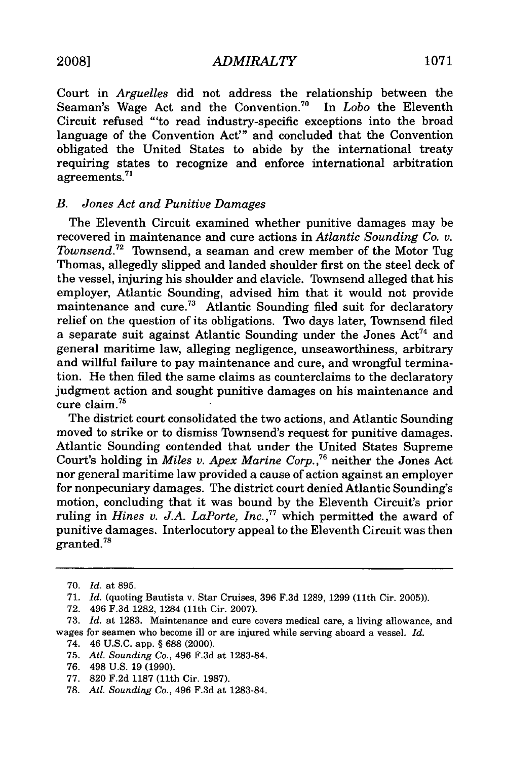Court in *Arguelles* did not address the relationship between the Seaman's Wage Act and the Convention.[70] In *Lobo* the Eleventh Circuit refused "'to read industry-specific exceptions into the broad language of the Convention Act'" and concluded that the Convention obligated the United States to abide by the international treaty requiring states to recognize and enforce international arbitration agreements.[71]

## *B. Jones Act and Punitive Damages*

The Eleventh Circuit examined whether punitive damages may be recovered in maintenance and cure actions in *Atlantic Sounding Co. v. Townsend*.[72] Townsend, a seaman and crew member of the Motor Tug Thomas, allegedly slipped and landed shoulder first on the steel deck of the vessel, injuring his shoulder and clavicle. Townsend alleged that his employer, Atlantic Sounding, advised him that it would not provide maintenance and cure.[73] Atlantic Sounding filed suit for declaratory relief on the question of its obligations. Two days later, Townsend filed a separate suit against Atlantic Sounding under the Jones Act[74] and general maritime law, alleging negligence, unseaworthiness, arbitrary and willful failure to pay maintenance and cure, and wrongful termination. He then filed the same claims as counterclaims to the declaratory judgment action and sought punitive damages on his maintenance and cure claim.[75]

The district court consolidated the two actions, and Atlantic Sounding moved to strike or to dismiss Townsend's request for punitive damages. Atlantic Sounding contended that under the United States Supreme Court's holding in *Miles v. Apex Marine Corp.*,[76] neither the Jones Act nor general maritime law provided a cause of action against an employer for nonpecuniary damages. The district court denied Atlantic Sounding's motion, concluding that it was bound by the Eleventh Circuit's prior ruling in *Hines v. J.A. LaPorte, Inc.*,[77] which permitted the award of punitive damages. Interlocutory appeal to the Eleventh Circuit was then granted.[78]

---

70. *Id.* at 895.
71. *Id.* (quoting Bautista v. Star Cruises, 396 F.3d 1289, 1299 (11th Cir. 2005)).
72. 496 F.3d 1282, 1284 (11th Cir. 2007).
73. *Id.* at 1283. Maintenance and cure covers medical care, a living allowance, and wages for seamen who become ill or are injured while serving aboard a vessel. *Id.*
74. 46 U.S.C. app. § 688 (2000).
75. *Atl. Sounding Co.*, 496 F.3d at 1283-84.
76. 498 U.S. 19 (1990).
77. 820 F.2d 1187 (11th Cir. 1987).
78. *Atl. Sounding Co.*, 496 F.3d at 1283-84.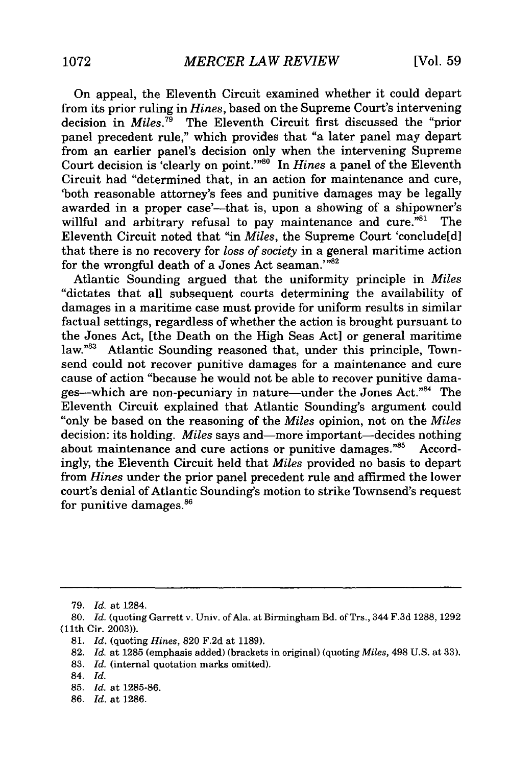On appeal, the Eleventh Circuit examined whether it could depart from its prior ruling in *Hines*, based on the Supreme Court's intervening decision in *Miles*.[79] The Eleventh Circuit first discussed the "prior panel precedent rule," which provides that "a later panel may depart from an earlier panel's decision only when the intervening Supreme Court decision is 'clearly on point.'"[80] In *Hines* a panel of the Eleventh Circuit had "determined that, in an action for maintenance and cure, 'both reasonable attorney's fees and punitive damages may be legally awarded in a proper case'—that is, upon a showing of a shipowner's willful and arbitrary refusal to pay maintenance and cure."[81] The Eleventh Circuit noted that "in *Miles*, the Supreme Court 'conclude[d] that there is no recovery for *loss of society* in a general maritime action for the wrongful death of a Jones Act seaman.'"[82]

Atlantic Sounding argued that the uniformity principle in *Miles* "dictates that all subsequent courts determining the availability of damages in a maritime case must provide for uniform results in similar factual settings, regardless of whether the action is brought pursuant to the Jones Act, [the Death on the High Seas Act] or general maritime law."[83] Atlantic Sounding reasoned that, under this principle, Townsend could not recover punitive damages for a maintenance and cure cause of action "because he would not be able to recover punitive damages—which are non-pecuniary in nature—under the Jones Act."[84] The Eleventh Circuit explained that Atlantic Sounding's argument could "only be based on the reasoning of the *Miles* opinion, not on the *Miles* decision: its holding. *Miles* says and—more important—decides nothing about maintenance and cure actions or punitive damages."[85] Accordingly, the Eleventh Circuit held that *Miles* provided no basis to depart from *Hines* under the prior panel precedent rule and affirmed the lower court's denial of Atlantic Sounding's motion to strike Townsend's request for punitive damages.[86]

---

79. *Id.* at 1284.

80. *Id.* (quoting Garrett v. Univ. of Ala. at Birmingham Bd. of Trs., 344 F.3d 1288, 1292 (11th Cir. 2003)).

81. *Id.* (quoting *Hines*, 820 F.2d at 1189).

82. *Id.* at 1285 (emphasis added) (brackets in original) (quoting *Miles*, 498 U.S. at 33).

83. *Id.* (internal quotation marks omitted).

84. *Id.*

85. *Id.* at 1285-86.

86. *Id.* at 1286.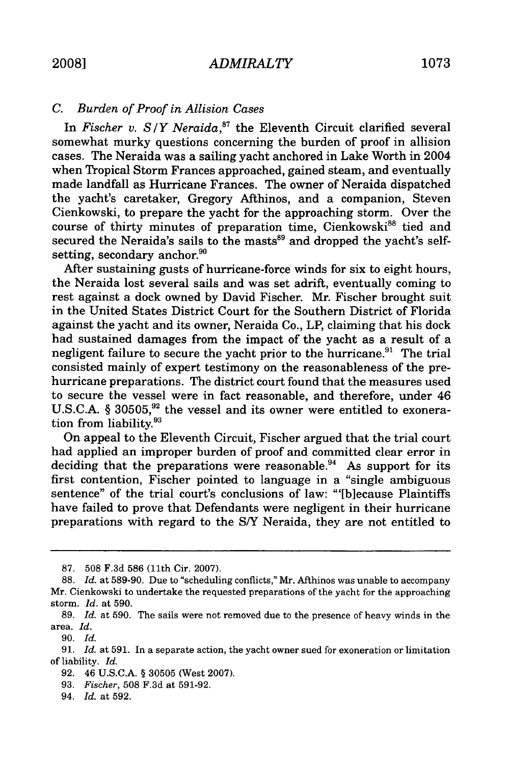### C. Burden of Proof in Allision Cases

In *Fischer v. S/Y Neraida*,[87] the Eleventh Circuit clarified several somewhat murky questions concerning the burden of proof in allision cases. The Neraida was a sailing yacht anchored in Lake Worth in 2004 when Tropical Storm Frances approached, gained steam, and eventually made landfall as Hurricane Frances. The owner of Neraida dispatched the yacht's caretaker, Gregory Afthinos, and a companion, Steven Cienkowski, to prepare the yacht for the approaching storm. Over the course of thirty minutes of preparation time, Cienkowski[88] tied and secured the Neraida's sails to the masts[89] and dropped the yacht's self-setting, secondary anchor.[90]

After sustaining gusts of hurricane-force winds for six to eight hours, the Neraida lost several sails and was set adrift, eventually coming to rest against a dock owned by David Fischer. Mr. Fischer brought suit in the United States District Court for the Southern District of Florida against the yacht and its owner, Neraida Co., LP, claiming that his dock had sustained damages from the impact of the yacht as a result of a negligent failure to secure the yacht prior to the hurricane.[91] The trial consisted mainly of expert testimony on the reasonableness of the pre-hurricane preparations. The district court found that the measures used to secure the vessel were in fact reasonable, and therefore, under 46 U.S.C.A. § 30505,[92] the vessel and its owner were entitled to exoneration from liability.[93]

On appeal to the Eleventh Circuit, Fischer argued that the trial court had applied an improper burden of proof and committed clear error in deciding that the preparations were reasonable.[94] As support for its first contention, Fischer pointed to language in a "single ambiguous sentence" of the trial court's conclusions of law: "'[b]ecause Plaintiffs have failed to prove that Defendants were negligent in their hurricane preparations with regard to the S/Y Neraida, they are not entitled to

---

87. 508 F.3d 586 (11th Cir. 2007).

88. *Id.* at 589-90. Due to "scheduling conflicts," Mr. Afthinos was unable to accompany Mr. Cienkowski to undertake the requested preparations of the yacht for the approaching storm. *Id.* at 590.

89. *Id.* at 590. The sails were not removed due to the presence of heavy winds in the area. *Id.*

90. *Id.*

91. *Id.* at 591. In a separate action, the yacht owner sued for exoneration or limitation of liability. *Id.*

92. 46 U.S.C.A. § 30505 (West 2007).

93. *Fischer*, 508 F.3d at 591-92.

94. *Id.* at 592.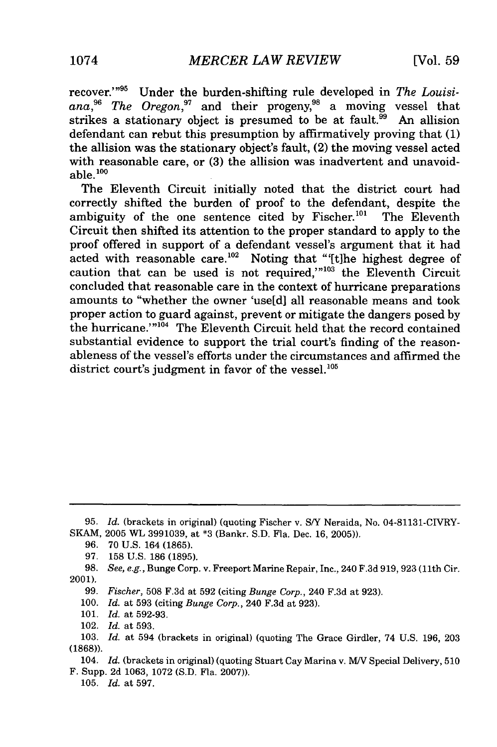recover.'"[95] Under the burden-shifting rule developed in *The Louisiana*,[96] *The Oregon*,[97] and their progeny,[98] a moving vessel that strikes a stationary object is presumed to be at fault.[99] An allision defendant can rebut this presumption by affirmatively proving that (1) the allision was the stationary object's fault, (2) the moving vessel acted with reasonable care, or (3) the allision was inadvertent and unavoidable.[100]

The Eleventh Circuit initially noted that the district court had correctly shifted the burden of proof to the defendant, despite the ambiguity of the one sentence cited by Fischer.[101] The Eleventh Circuit then shifted its attention to the proper standard to apply to the proof offered in support of a defendant vessel's argument that it had acted with reasonable care.[102] Noting that "'[t]he highest degree of caution that can be used is not required,'"[103] the Eleventh Circuit concluded that reasonable care in the context of hurricane preparations amounts to "whether the owner 'use[d] all reasonable means and took proper action to guard against, prevent or mitigate the dangers posed by the hurricane.'"[104] The Eleventh Circuit held that the record contained substantial evidence to support the trial court's finding of the reasonableness of the vessel's efforts under the circumstances and affirmed the district court's judgment in favor of the vessel.[105]

---

95. *Id.* (brackets in original) (quoting Fischer v. S/Y Neraida, No. 04-81131-CIVRY-SKAM, 2005 WL 3991039, at *3 (Bankr. S.D. Fla. Dec. 16, 2005)).

96. 70 U.S. 164 (1865).

97. 158 U.S. 186 (1895).

98. *See, e.g.*, Bunge Corp. v. Freeport Marine Repair, Inc., 240 F.3d 919, 923 (11th Cir. 2001).

99. *Fischer*, 508 F.3d at 592 (citing *Bunge Corp.*, 240 F.3d at 923).

100. *Id.* at 593 (citing *Bunge Corp.*, 240 F.3d at 923).

101. *Id.* at 592-93.

102. *Id.* at 593.

103. *Id.* at 594 (brackets in original) (quoting The Grace Girdler, 74 U.S. 196, 203 (1868)).

104. *Id.* (brackets in original) (quoting Stuart Cay Marina v. M/V Special Delivery, 510 F. Supp. 2d 1063, 1072 (S.D. Fla. 2007)).

105. *Id.* at 597.